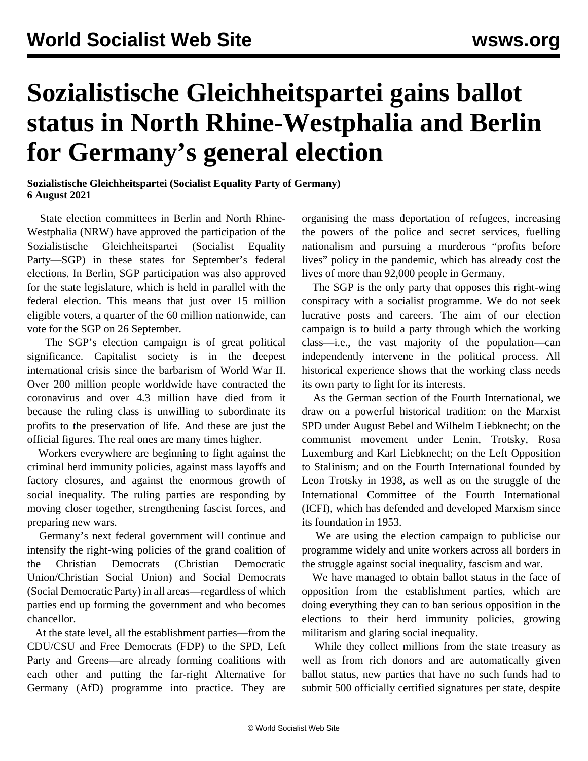# Sozialistische Gleichheitspartei gains ballot status in North Rhine-Westphalia and Berlin for Germany's general election

**Sozialistische Gleichheitspartei (Socialist Equality Party of Germany)**
**6 August 2021**

State election committees in Berlin and North Rhine-Westphalia (NRW) have approved the participation of the Sozialistische Gleichheitspartei (Socialist Equality Party—SGP) in these states for September's federal elections. In Berlin, SGP participation was also approved for the state legislature, which is held in parallel with the federal election. This means that just over 15 million eligible voters, a quarter of the 60 million nationwide, can vote for the SGP on 26 September.

The SGP's election campaign is of great political significance. Capitalist society is in the deepest international crisis since the barbarism of World War II. Over 200 million people worldwide have contracted the coronavirus and over 4.3 million have died from it because the ruling class is unwilling to subordinate its profits to the preservation of life. And these are just the official figures. The real ones are many times higher.

Workers everywhere are beginning to fight against the criminal herd immunity policies, against mass layoffs and factory closures, and against the enormous growth of social inequality. The ruling parties are responding by moving closer together, strengthening fascist forces, and preparing new wars.

Germany's next federal government will continue and intensify the right-wing policies of the grand coalition of the Christian Democrats (Christian Democratic Union/Christian Social Union) and Social Democrats (Social Democratic Party) in all areas—regardless of which parties end up forming the government and who becomes chancellor.

At the state level, all the establishment parties—from the CDU/CSU and Free Democrats (FDP) to the SPD, Left Party and Greens—are already forming coalitions with each other and putting the far-right Alternative for Germany (AfD) programme into practice. They are organising the mass deportation of refugees, increasing the powers of the police and secret services, fuelling nationalism and pursuing a murderous "profits before lives" policy in the pandemic, which has already cost the lives of more than 92,000 people in Germany.

The SGP is the only party that opposes this right-wing conspiracy with a socialist programme. We do not seek lucrative posts and careers. The aim of our election campaign is to build a party through which the working class—i.e., the vast majority of the population—can independently intervene in the political process. All historical experience shows that the working class needs its own party to fight for its interests.

As the German section of the Fourth International, we draw on a powerful historical tradition: on the Marxist SPD under August Bebel and Wilhelm Liebknecht; on the communist movement under Lenin, Trotsky, Rosa Luxemburg and Karl Liebknecht; on the Left Opposition to Stalinism; and on the Fourth International founded by Leon Trotsky in 1938, as well as on the struggle of the International Committee of the Fourth International (ICFI), which has defended and developed Marxism since its foundation in 1953.

We are using the election campaign to publicise our programme widely and unite workers across all borders in the struggle against social inequality, fascism and war.

We have managed to obtain ballot status in the face of opposition from the establishment parties, which are doing everything they can to ban serious opposition in the elections to their herd immunity policies, growing militarism and glaring social inequality.

While they collect millions from the state treasury as well as from rich donors and are automatically given ballot status, new parties that have no such funds had to submit 500 officially certified signatures per state, despite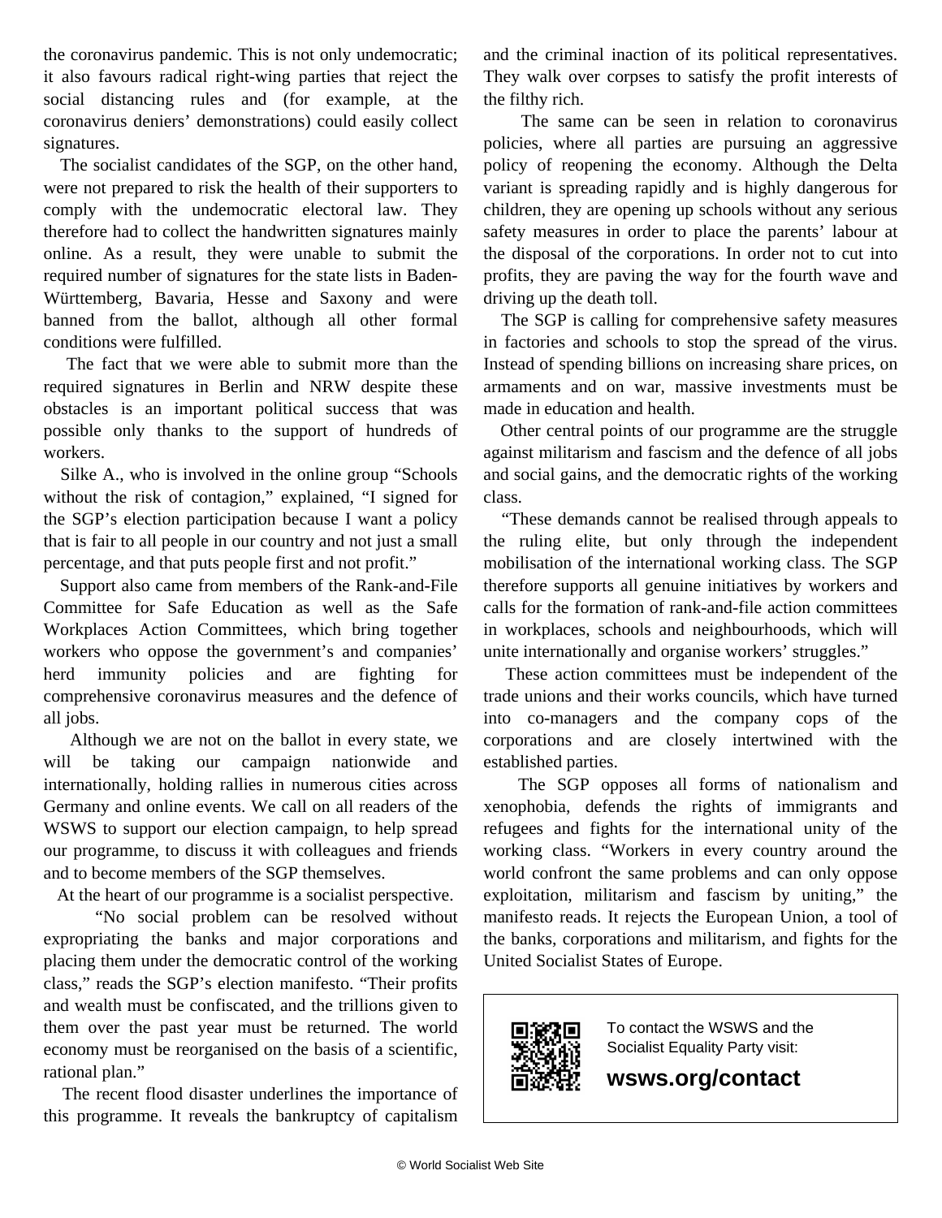the coronavirus pandemic. This is not only undemocratic; it also favours radical right-wing parties that reject the social distancing rules and (for example, at the coronavirus deniers' demonstrations) could easily collect signatures.

The socialist candidates of the SGP, on the other hand, were not prepared to risk the health of their supporters to comply with the undemocratic electoral law. They therefore had to collect the handwritten signatures mainly online. As a result, they were unable to submit the required number of signatures for the state lists in Baden-Württemberg, Bavaria, Hesse and Saxony and were banned from the ballot, although all other formal conditions were fulfilled.

The fact that we were able to submit more than the required signatures in Berlin and NRW despite these obstacles is an important political success that was possible only thanks to the support of hundreds of workers.

Silke A., who is involved in the online group "Schools without the risk of contagion," explained, "I signed for the SGP's election participation because I want a policy that is fair to all people in our country and not just a small percentage, and that puts people first and not profit."

Support also came from members of the Rank-and-File Committee for Safe Education as well as the Safe Workplaces Action Committees, which bring together workers who oppose the government's and companies' herd immunity policies and are fighting for comprehensive coronavirus measures and the defence of all jobs.

Although we are not on the ballot in every state, we will be taking our campaign nationwide and internationally, holding rallies in numerous cities across Germany and online events. We call on all readers of the WSWS to support our election campaign, to help spread our programme, to discuss it with colleagues and friends and to become members of the SGP themselves.

At the heart of our programme is a socialist perspective.

"No social problem can be resolved without expropriating the banks and major corporations and placing them under the democratic control of the working class," reads the SGP's election manifesto. "Their profits and wealth must be confiscated, and the trillions given to them over the past year must be returned. The world economy must be reorganised on the basis of a scientific, rational plan."

The recent flood disaster underlines the importance of this programme. It reveals the bankruptcy of capitalism and the criminal inaction of its political representatives. They walk over corpses to satisfy the profit interests of the filthy rich.

The same can be seen in relation to coronavirus policies, where all parties are pursuing an aggressive policy of reopening the economy. Although the Delta variant is spreading rapidly and is highly dangerous for children, they are opening up schools without any serious safety measures in order to place the parents' labour at the disposal of the corporations. In order not to cut into profits, they are paving the way for the fourth wave and driving up the death toll.

The SGP is calling for comprehensive safety measures in factories and schools to stop the spread of the virus. Instead of spending billions on increasing share prices, on armaments and on war, massive investments must be made in education and health.

Other central points of our programme are the struggle against militarism and fascism and the defence of all jobs and social gains, and the democratic rights of the working class.

"These demands cannot be realised through appeals to the ruling elite, but only through the independent mobilisation of the international working class. The SGP therefore supports all genuine initiatives by workers and calls for the formation of rank-and-file action committees in workplaces, schools and neighbourhoods, which will unite internationally and organise workers' struggles."

These action committees must be independent of the trade unions and their works councils, which have turned into co-managers and the company cops of the corporations and are closely intertwined with the established parties.

The SGP opposes all forms of nationalism and xenophobia, defends the rights of immigrants and refugees and fights for the international unity of the working class. "Workers in every country around the world confront the same problems and can only oppose exploitation, militarism and fascism by uniting," the manifesto reads. It rejects the European Union, a tool of the banks, corporations and militarism, and fights for the United Socialist States of Europe.

To contact the WSWS and the Socialist Equality Party visit:

**wsws.org/contact**